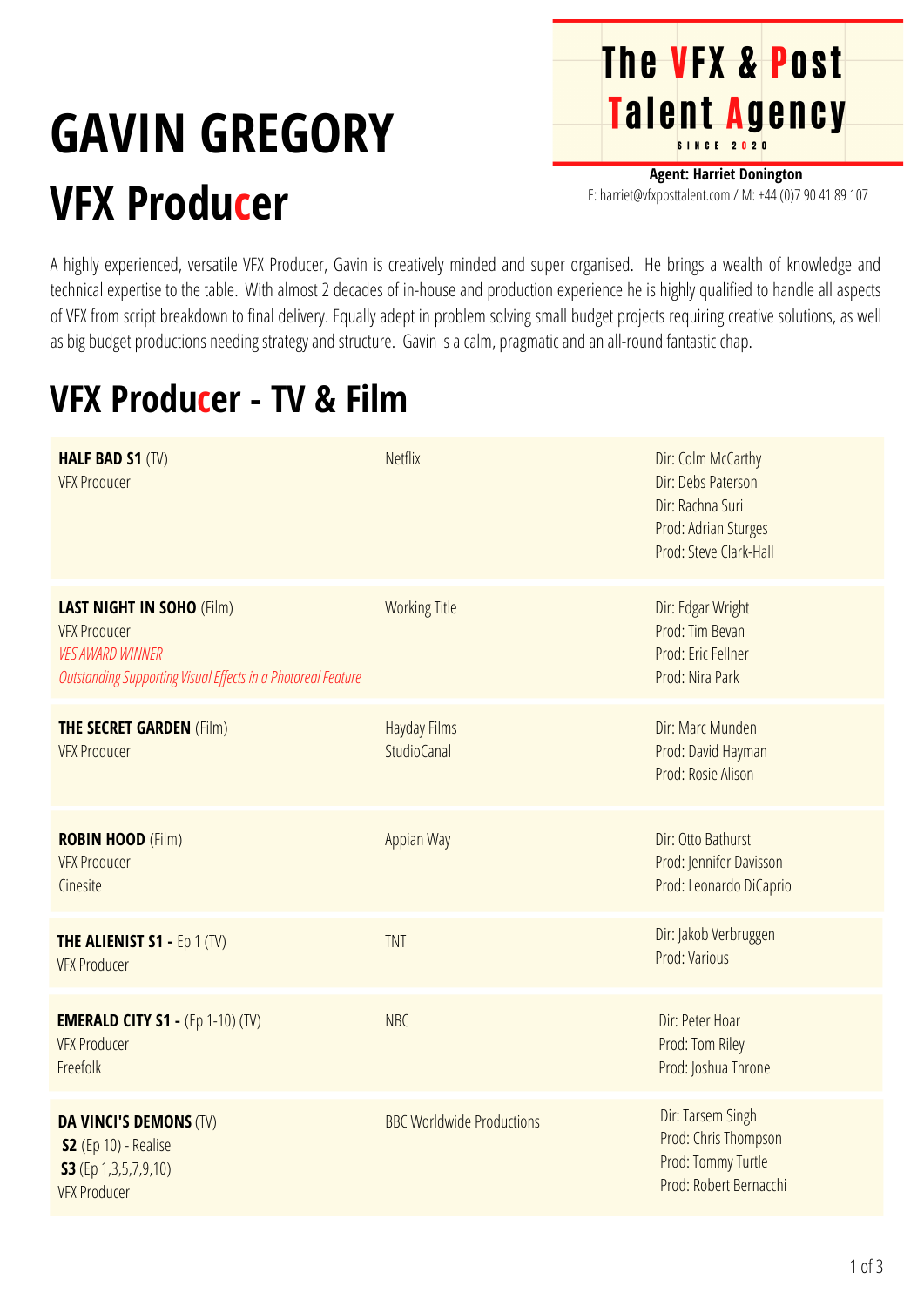# GAVIN GREGORY

## VFX Producer

**The VFX & Post Talent Agency**
SINCE 2020

**Agent: Harriet Donington**
E: harriet@vfxposttalent.com / M: +44 (0)7 90 41 89 107

A highly experienced, versatile VFX Producer, Gavin is creatively minded and super organised. He brings a wealth of knowledge and technical expertise to the table. With almost 2 decades of in-house and production experience he is highly qualified to handle all aspects of VFX from script breakdown to final delivery. Equally adept in problem solving small budget projects requiring creative solutions, as well as big budget productions needing strategy and structure. Gavin is a calm, pragmatic and an all-round fantastic chap.

## VFX Producer - TV & Film

| | | |
|---|---|---|
| **HALF BAD S1** (TV)<br>VFX Producer | Netflix | Dir: Colm McCarthy<br>Dir: Debs Paterson<br>Dir: Rachna Suri<br>Prod: Adrian Sturges<br>Prod: Steve Clark-Hall |
| **LAST NIGHT IN SOHO** (Film)<br>VFX Producer<br>*VES AWARD WINNER*<br>*Outstanding Supporting Visual Effects in a Photoreal Feature* | Working Title | Dir: Edgar Wright<br>Prod: Tim Bevan<br>Prod: Eric Fellner<br>Prod: Nira Park |
| **THE SECRET GARDEN** (Film)<br>VFX Producer | Hayday Films<br>StudioCanal | Dir: Marc Munden<br>Prod: David Hayman<br>Prod: Rosie Alison |
| **ROBIN HOOD** (Film)<br>VFX Producer<br>Cinesite | Appian Way | Dir: Otto Bathurst<br>Prod: Jennifer Davisson<br>Prod: Leonardo DiCaprio |
| **THE ALIENIST S1 -** Ep 1 (TV)<br>VFX Producer | TNT | Dir: Jakob Verbruggen<br>Prod: Various |
| **EMERALD CITY S1 -** (Ep 1-10) (TV)<br>VFX Producer<br>Freefolk | NBC | Dir: Peter Hoar<br>Prod: Tom Riley<br>Prod: Joshua Throne |
| **DA VINCI'S DEMONS** (TV)<br>**S2** (Ep 10) - Realise<br>**S3** (Ep 1,3,5,7,9,10)<br>VFX Producer | BBC Worldwide Productions | Dir: Tarsem Singh<br>Prod: Chris Thompson<br>Prod: Tommy Turtle<br>Prod: Robert Bernacchi |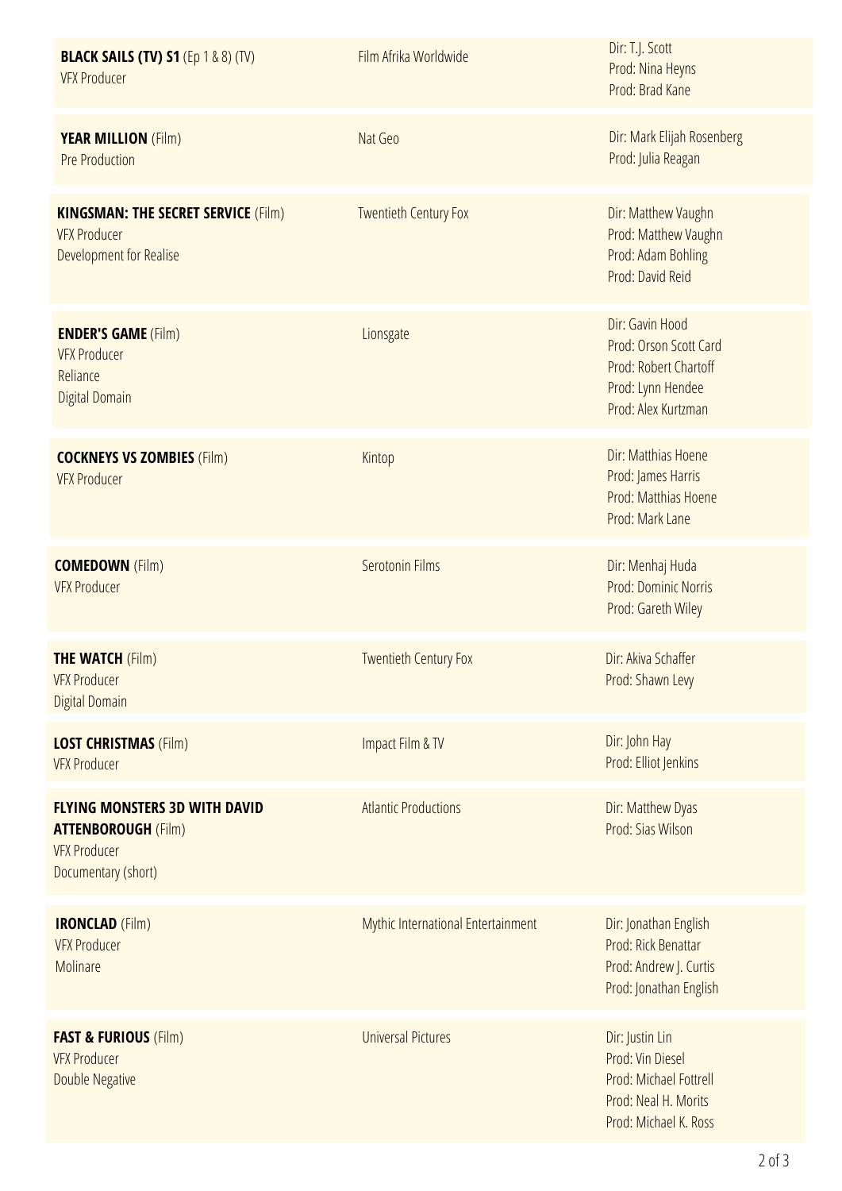| | | |
|---|---|---|
| **BLACK SAILS (TV) S1** (Ep 1 & 8) (TV)<br>VFX Producer | Film Afrika Worldwide | Dir: T.J. Scott<br>Prod: Nina Heyns<br>Prod: Brad Kane |
| **YEAR MILLION** (Film)<br>Pre Production | Nat Geo | Dir: Mark Elijah Rosenberg<br>Prod: Julia Reagan |
| **KINGSMAN: THE SECRET SERVICE** (Film)<br>VFX Producer<br>Development for Realise | Twentieth Century Fox | Dir: Matthew Vaughn<br>Prod: Matthew Vaughn<br>Prod: Adam Bohling<br>Prod: David Reid |
| **ENDER'S GAME** (Film)<br>VFX Producer<br>Reliance<br>Digital Domain | Lionsgate | Dir: Gavin Hood<br>Prod: Orson Scott Card<br>Prod: Robert Chartoff<br>Prod: Lynn Hendee<br>Prod: Alex Kurtzman |
| **COCKNEYS VS ZOMBIES** (Film)<br>VFX Producer | Kintop | Dir: Matthias Hoene<br>Prod: James Harris<br>Prod: Matthias Hoene<br>Prod: Mark Lane |
| **COMEDOWN** (Film)<br>VFX Producer | Serotonin Films | Dir: Menhaj Huda<br>Prod: Dominic Norris<br>Prod: Gareth Wiley |
| **THE WATCH** (Film)<br>VFX Producer<br>Digital Domain | Twentieth Century Fox | Dir: Akiva Schaffer<br>Prod: Shawn Levy |
| **LOST CHRISTMAS** (Film)<br>VFX Producer | Impact Film & TV | Dir: John Hay<br>Prod: Elliot Jenkins |
| **FLYING MONSTERS 3D WITH DAVID ATTENBOROUGH** (Film)<br>VFX Producer<br>Documentary (short) | Atlantic Productions | Dir: Matthew Dyas<br>Prod: Sias Wilson |
| **IRONCLAD** (Film)<br>VFX Producer<br>Molinare | Mythic International Entertainment | Dir: Jonathan English<br>Prod: Rick Benattar<br>Prod: Andrew J. Curtis<br>Prod: Jonathan English |
| **FAST & FURIOUS** (Film)<br>VFX Producer<br>Double Negative | Universal Pictures | Dir: Justin Lin<br>Prod: Vin Diesel<br>Prod: Michael Fottrell<br>Prod: Neal H. Morits<br>Prod: Michael K. Ross |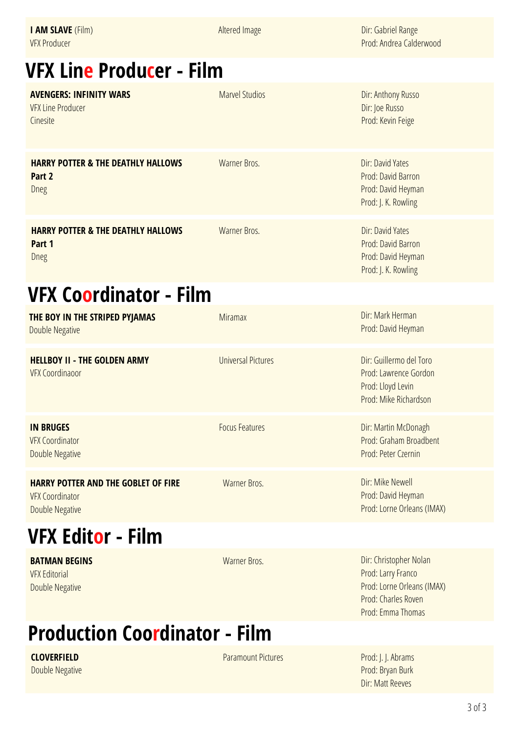| | | |
|---|---|---|
| **I AM SLAVE** (Film)<br>VFX Producer | Altered Image | Dir: Gabriel Range<br>Prod: Andrea Calderwood |

## VFX Line Producer - Film

| | | |
|---|---|---|
| **AVENGERS: INFINITY WARS**<br>VFX Line Producer<br>Cinesite | Marvel Studios | Dir: Anthony Russo<br>Dir: Joe Russo<br>Prod: Kevin Feige |
| **HARRY POTTER & THE DEATHLY HALLOWS Part 2**<br>Dneg | Warner Bros. | Dir: David Yates<br>Prod: David Barron<br>Prod: David Heyman<br>Prod: J. K. Rowling |
| **HARRY POTTER & THE DEATHLY HALLOWS Part 1**<br>Dneg | Warner Bros. | Dir: David Yates<br>Prod: David Barron<br>Prod: David Heyman<br>Prod: J. K. Rowling |

## VFX Coordinator - Film

| | | |
|---|---|---|
| **THE BOY IN THE STRIPED PYJAMAS**<br>Double Negative | Miramax | Dir: Mark Herman<br>Prod: David Heyman |
| **HELLBOY II - THE GOLDEN ARMY**<br>VFX Coordinaoor | Universal Pictures | Dir: Guillermo del Toro<br>Prod: Lawrence Gordon<br>Prod: Lloyd Levin<br>Prod: Mike Richardson |
| **IN BRUGES**<br>VFX Coordinator<br>Double Negative | Focus Features | Dir: Martin McDonagh<br>Prod: Graham Broadbent<br>Prod: Peter Czernin |
| **HARRY POTTER AND THE GOBLET OF FIRE**<br>VFX Coordinator<br>Double Negative | Warner Bros. | Dir: Mike Newell<br>Prod: David Heyman<br>Prod: Lorne Orleans (IMAX) |

## VFX Editor - Film

| | | |
|---|---|---|
| **BATMAN BEGINS**<br>VFX Editorial<br>Double Negative | Warner Bros. | Dir: Christopher Nolan<br>Prod: Larry Franco<br>Prod: Lorne Orleans (IMAX)<br>Prod: Charles Roven<br>Prod: Emma Thomas |

## Production Coordinator - Film

| | | |
|---|---|---|
| **CLOVERFIELD**<br>Double Negative | Paramount Pictures | Prod: J. J. Abrams<br>Prod: Bryan Burk<br>Dir: Matt Reeves |